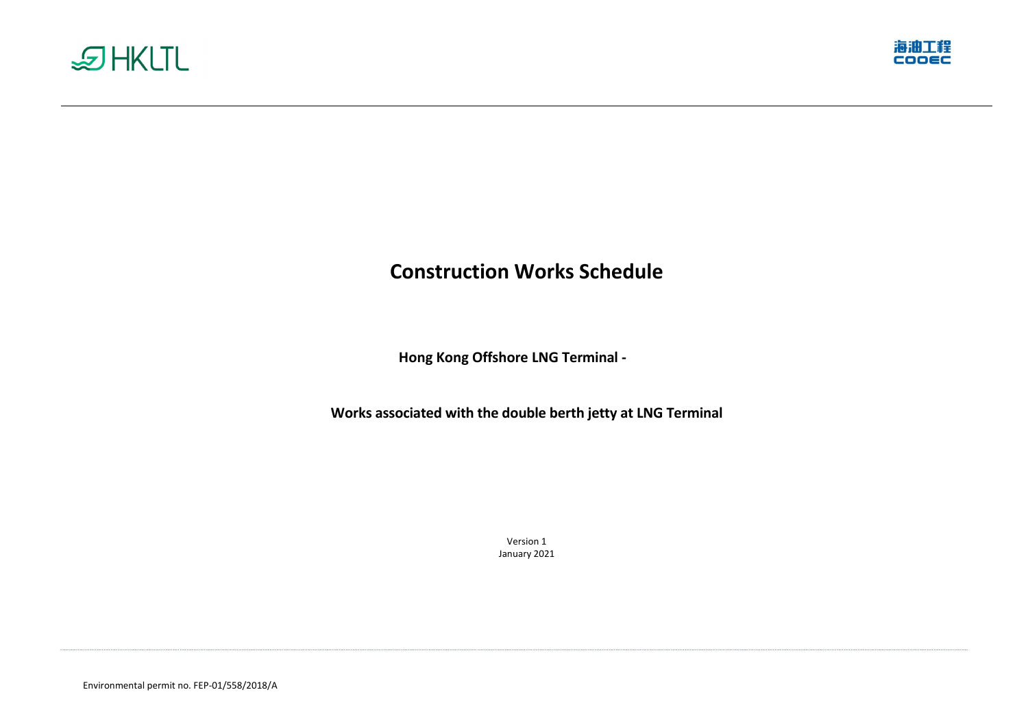# Construction Works Schedule

**Hong Kong Offshore LNG Terminal -**

**Works associated with the double berth jetty at LNG Terminal**

Version 1
January 2021

Environmental permit no. FEP-01/558/2018/A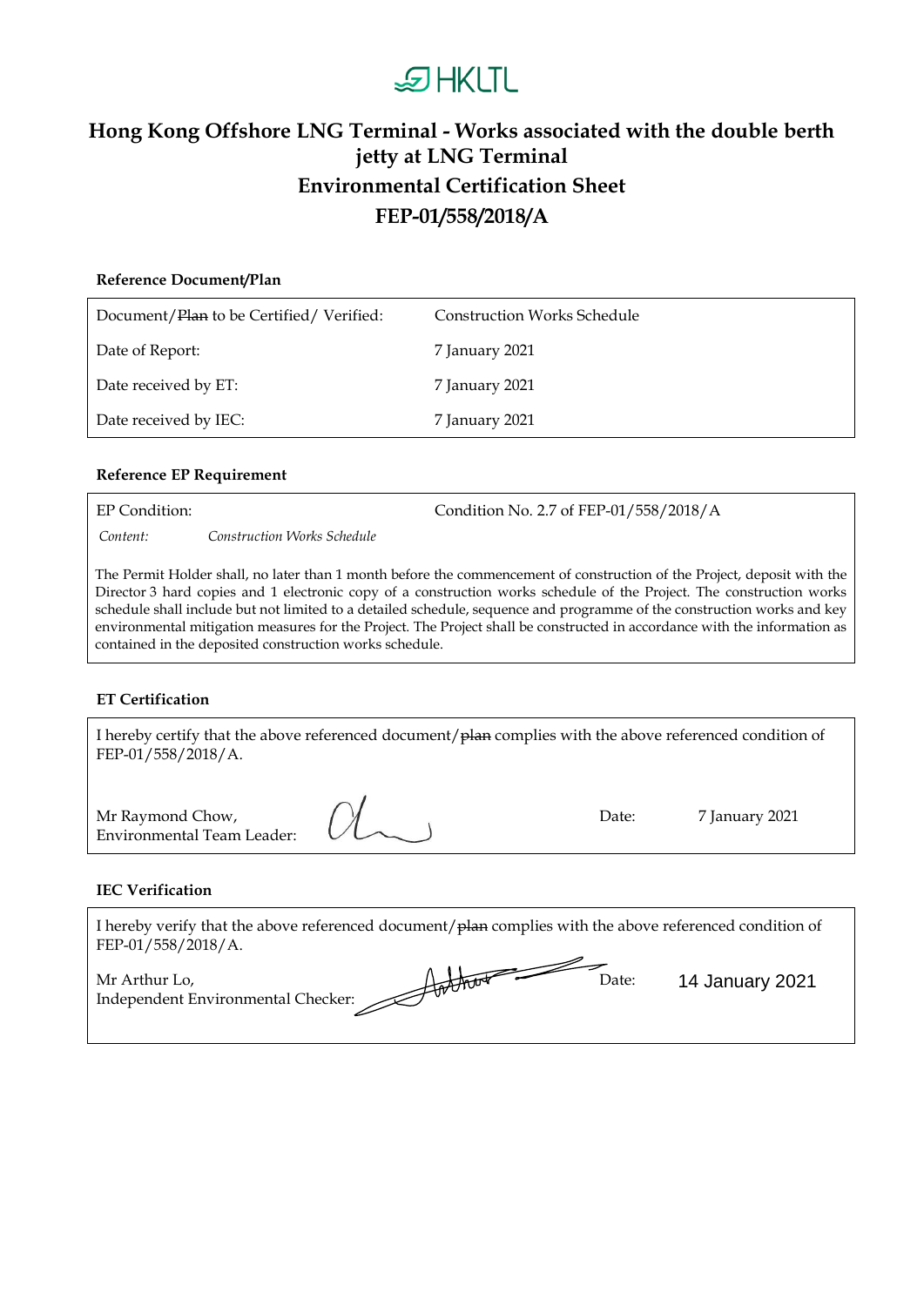HKLTL

# Hong Kong Offshore LNG Terminal - Works associated with the double berth jetty at LNG Terminal

## Environmental Certification Sheet

## FEP-01/558/2018/A

### Reference Document/Plan

| | |
|---|---|
| Document/~~Plan~~ to be Certified/ Verified: | Construction Works Schedule |
| Date of Report: | 7 January 2021 |
| Date received by ET: | 7 January 2021 |
| Date received by IEC: | 7 January 2021 |

### Reference EP Requirement

EP Condition: Condition No. 2.7 of FEP-01/558/2018/A

*Content:* *Construction Works Schedule*

The Permit Holder shall, no later than 1 month before the commencement of construction of the Project, deposit with the Director 3 hard copies and 1 electronic copy of a construction works schedule of the Project. The construction works schedule shall include but not limited to a detailed schedule, sequence and programme of the construction works and key environmental mitigation measures for the Project. The Project shall be constructed in accordance with the information as contained in the deposited construction works schedule.

### ET Certification

I hereby certify that the above referenced document/~~plan~~ complies with the above referenced condition of FEP-01/558/2018/A.

Mr Raymond Chow,
Environmental Team Leader: [signature]

Date: 7 January 2021

### IEC Verification

I hereby verify that the above referenced document/~~plan~~ complies with the above referenced condition of FEP-01/558/2018/A.

Mr Arthur Lo,
Independent Environmental Checker: [signature]

Date: 14 January 2021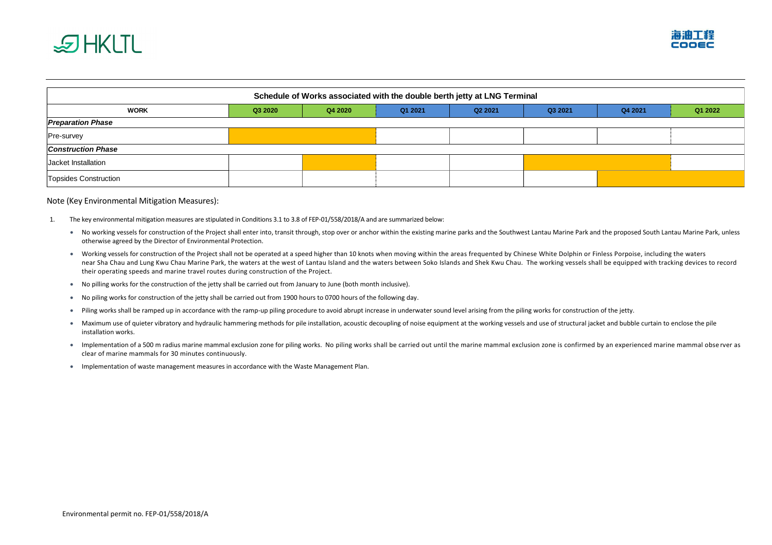| Schedule of Works associated with the double berth jetty at LNG Terminal | | | | | | | |
|---|---|---|---|---|---|---|---|
| **WORK** | **Q3 2020** | **Q4 2020** | **Q1 2021** | **Q2 2021** | **Q3 2021** | **Q4 2021** | **Q1 2022** |
| ***Preparation Phase*** | | | | | | | |
| Pre-survey | | | | | | | |
| ***Construction Phase*** | | | | | | | |
| Jacket Installation | | | | | | | |
| Topsides Construction | | | | | | | |

Note (Key Environmental Mitigation Measures):

1. The key environmental mitigation measures are stipulated in Conditions 3.1 to 3.8 of FEP-01/558/2018/A and are summarized below:

   - No working vessels for construction of the Project shall enter into, transit through, stop over or anchor within the existing marine parks and the Southwest Lantau Marine Park and the proposed South Lantau Marine Park, unless otherwise agreed by the Director of Environmental Protection.
   - Working vessels for construction of the Project shall not be operated at a speed higher than 10 knots when moving within the areas frequented by Chinese White Dolphin or Finless Porpoise, including the waters near Sha Chau and Lung Kwu Chau Marine Park, the waters at the west of Lantau Island and the waters between Soko Islands and Shek Kwu Chau. The working vessels shall be equipped with tracking devices to record their operating speeds and marine travel routes during construction of the Project.
   - No pilling works for the construction of the jetty shall be carried out from January to June (both month inclusive).
   - No piling works for construction of the jetty shall be carried out from 1900 hours to 0700 hours of the following day.
   - Piling works shall be ramped up in accordance with the ramp-up piling procedure to avoid abrupt increase in underwater sound level arising from the piling works for construction of the jetty.
   - Maximum use of quieter vibratory and hydraulic hammering methods for pile installation, acoustic decoupling of noise equipment at the working vessels and use of structural jacket and bubble curtain to enclose the pile installation works.
   - Implementation of a 500 m radius marine mammal exclusion zone for piling works. No piling works shall be carried out until the marine mammal exclusion zone is confirmed by an experienced marine mammal observer as clear of marine mammals for 30 minutes continuously.
   - Implementation of waste management measures in accordance with the Waste Management Plan.